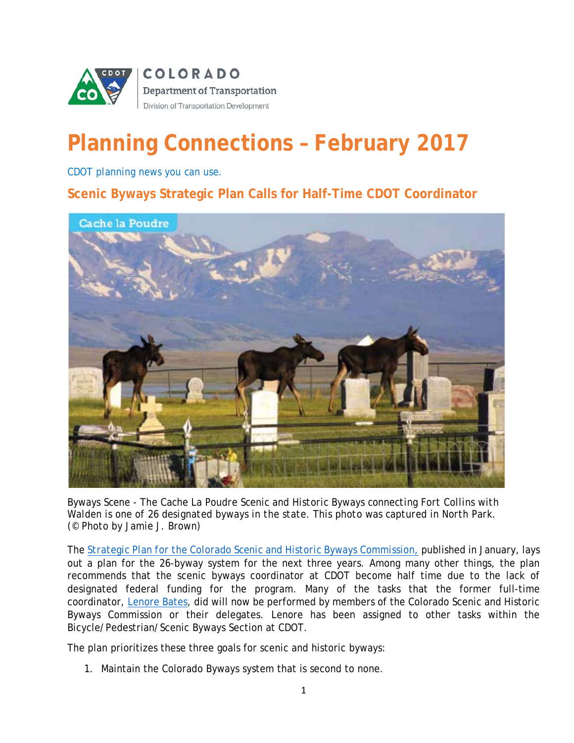COLORADO
Department of Transportation
Division of Transportation Development

# Planning Connections – February 2017

CDOT planning news you can use.

## Scenic Byways Strategic Plan Calls for Half-Time CDOT Coordinator

Byways Scene - The Cache La Poudre Scenic and Historic Byways connecting Fort Collins with Walden is one of 26 designated byways in the state. This photo was captured in North Park. (© Photo by Jamie J. Brown)

The Strategic Plan for the Colorado Scenic and Historic Byways Commission, published in January, lays out a plan for the 26-byway system for the next three years. Among many other things, the plan recommends that the scenic byways coordinator at CDOT become half time due to the lack of designated federal funding for the program. Many of the tasks that the former full-time coordinator, Lenore Bates, did will now be performed by members of the Colorado Scenic and Historic Byways Commission or their delegates. Lenore has been assigned to other tasks within the Bicycle/Pedestrian/Scenic Byways Section at CDOT.

The plan prioritizes these three goals for scenic and historic byways:

1. Maintain the Colorado Byways system that is second to none.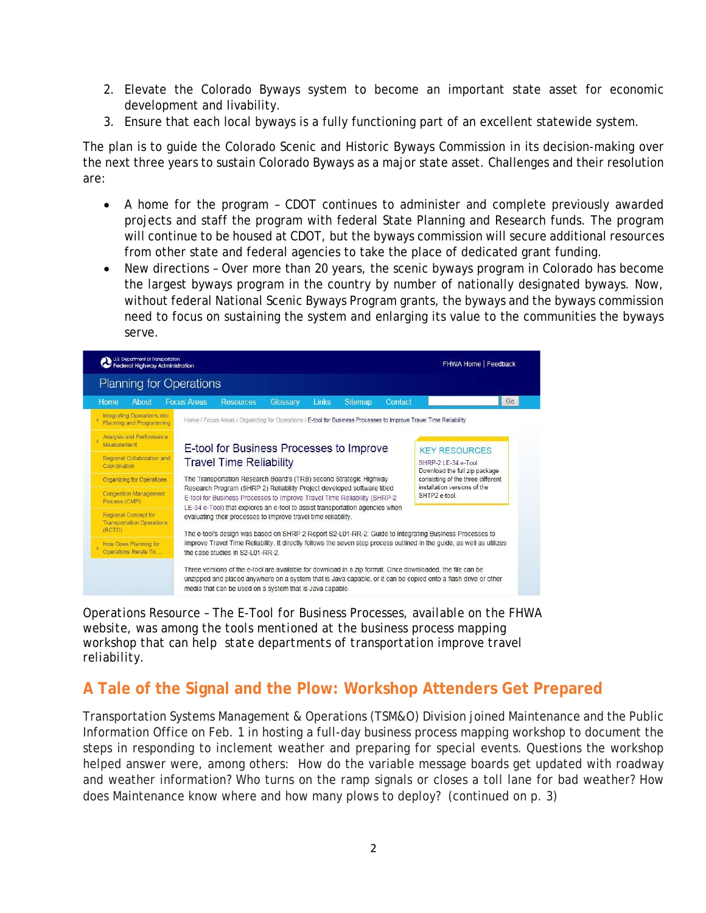2. Elevate the Colorado Byways system to become an important state asset for economic development and livability.
3. Ensure that each local byways is a fully functioning part of an excellent statewide system.

The plan is to guide the Colorado Scenic and Historic Byways Commission in its decision-making over the next three years to sustain Colorado Byways as a major state asset. Challenges and their resolution are:

- A home for the program – CDOT continues to administer and complete previously awarded projects and staff the program with federal State Planning and Research funds. The program will continue to be housed at CDOT, but the byways commission will secure additional resources from other state and federal agencies to take the place of dedicated grant funding.
- New directions – Over more than 20 years, the scenic byways program in Colorado has become the largest byways program in the country by number of nationally designated byways. Now, without federal National Scenic Byways Program grants, the byways and the byways commission need to focus on sustaining the system and enlarging its value to the communities the byways serve.

U.S. Department of Transportation Federal Highway Administration

FHWA Home | Feedback

Planning for Operations

Home | About | Focus Areas | Resources | Glossary | Links | Sitemap | Contact

- Integrating Operations into Planning and Programming
- Analysis and Performance Measurement
- Regional Collaboration and Coordination
- Organizing for Operations
- Congestion Management Process (CMP)
- Regional Concept for Transportation Operations (RCTO)
- How Does Planning for Operations Relate To ...

Home / Focus Areas / Organizing for Operations / E-tool for Business Processes to Improve Travel Time Reliability

**E-tool for Business Processes to Improve Travel Time Reliability**

The Transportation Research Board's (TRB) second Strategic Highway Research Program (SHRP 2) Reliability Project developed software titled E-tool for Business Processes to Improve Travel Time Reliability (SHRP-2 LE-34 e-Tool) that explores an e-tool to assist transportation agencies when evaluating their processes to improve travel time reliability.

KEY RESOURCES

SHRP-2 LE-34 e-Tool

Download the full zip package consisting of the three different installation versions of the SHTP2 e-tool.

The e-tool's design was based on SHRP 2 Report S2-L01-RR-2: Guide to Integrating Business Processes to Improve Travel Time Reliability. It directly follows the seven step process outlined in the guide, as well as utilizes the case studies in S2-L01-RR-2.

Three versions of the e-tool are available for download in a zip format. Once downloaded, the file can be unzipped and placed anywhere on a system that is Java capable, or it can be copied onto a flash drive or other media that can be used on a system that is Java capable.

Operations Resource – The E-Tool for Business Processes, available on the FHWA website, was among the tools mentioned at the business process mapping workshop that can help state departments of transportation improve travel reliability.

## A Tale of the Signal and the Plow: Workshop Attenders Get Prepared

Transportation Systems Management & Operations (TSM&O) Division joined Maintenance and the Public Information Office on Feb. 1 in hosting a full-day business process mapping workshop to document the steps in responding to inclement weather and preparing for special events. Questions the workshop helped answer were, among others: How do the variable message boards get updated with roadway and weather information? Who turns on the ramp signals or closes a toll lane for bad weather? How does Maintenance know where and how many plows to deploy? (continued on p. 3)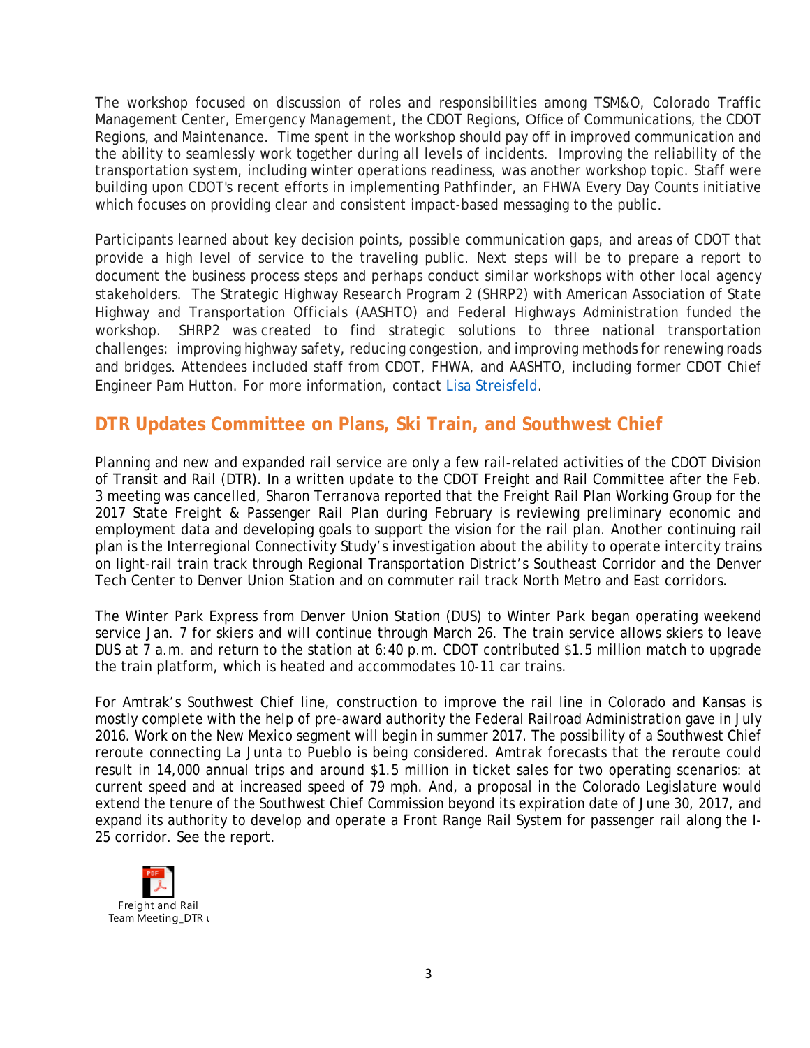The workshop focused on discussion of roles and responsibilities among TSM&O, Colorado Traffic Management Center, Emergency Management, the CDOT Regions, Office of Communications, the CDOT Regions, and Maintenance. Time spent in the workshop should pay off in improved communication and the ability to seamlessly work together during all levels of incidents. Improving the reliability of the transportation system, including winter operations readiness, was another workshop topic. Staff were building upon CDOT's recent efforts in implementing Pathfinder, an FHWA Every Day Counts initiative which focuses on providing clear and consistent impact-based messaging to the public.

Participants learned about key decision points, possible communication gaps, and areas of CDOT that provide a high level of service to the traveling public. Next steps will be to prepare a report to document the business process steps and perhaps conduct similar workshops with other local agency stakeholders. The Strategic Highway Research Program 2 (SHRP2) with American Association of State Highway and Transportation Officials (AASHTO) and Federal Highways Administration funded the workshop. SHRP2 was created to find strategic solutions to three national transportation challenges: improving highway safety, reducing congestion, and improving methods for renewing roads and bridges. Attendees included staff from CDOT, FHWA, and AASHTO, including former CDOT Chief Engineer Pam Hutton. For more information, contact Lisa Streisfeld.

## DTR Updates Committee on Plans, Ski Train, and Southwest Chief

Planning and new and expanded rail service are only a few rail-related activities of the CDOT Division of Transit and Rail (DTR). In a written update to the CDOT Freight and Rail Committee after the Feb. 3 meeting was cancelled, Sharon Terranova reported that the Freight Rail Plan Working Group for the 2017 State Freight & Passenger Rail Plan during February is reviewing preliminary economic and employment data and developing goals to support the vision for the rail plan. Another continuing rail plan is the Interregional Connectivity Study's investigation about the ability to operate intercity trains on light-rail train track through Regional Transportation District's Southeast Corridor and the Denver Tech Center to Denver Union Station and on commuter rail track North Metro and East corridors.

The Winter Park Express from Denver Union Station (DUS) to Winter Park began operating weekend service Jan. 7 for skiers and will continue through March 26. The train service allows skiers to leave DUS at 7 a.m. and return to the station at 6:40 p.m. CDOT contributed $1.5 million match to upgrade the train platform, which is heated and accommodates 10-11 car trains.

For Amtrak's Southwest Chief line, construction to improve the rail line in Colorado and Kansas is mostly complete with the help of pre-award authority the Federal Railroad Administration gave in July 2016. Work on the New Mexico segment will begin in summer 2017. The possibility of a Southwest Chief reroute connecting La Junta to Pueblo is being considered. Amtrak forecasts that the reroute could result in 14,000 annual trips and around $1.5 million in ticket sales for two operating scenarios: at current speed and at increased speed of 79 mph. And, a proposal in the Colorado Legislature would extend the tenure of the Southwest Chief Commission beyond its expiration date of June 30, 2017, and expand its authority to develop and operate a Front Range Rail System for passenger rail along the I-25 corridor. See the report.

Freight and Rail Team Meeting_DTR u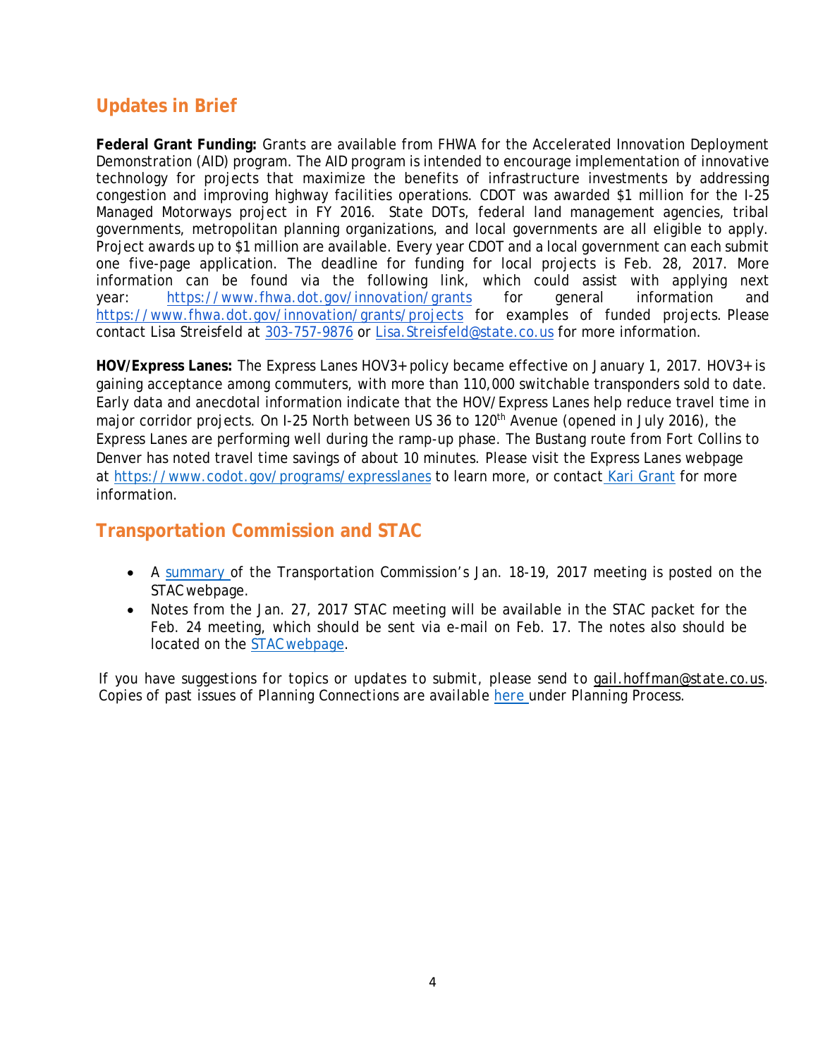## Updates in Brief

**Federal Grant Funding:** Grants are available from FHWA for the Accelerated Innovation Deployment Demonstration (AID) program. The AID program is intended to encourage implementation of innovative technology for projects that maximize the benefits of infrastructure investments by addressing congestion and improving highway facilities operations. CDOT was awarded $1 million for the I-25 Managed Motorways project in FY 2016. State DOTs, federal land management agencies, tribal governments, metropolitan planning organizations, and local governments are all eligible to apply. Project awards up to $1 million are available. Every year CDOT and a local government can each submit one five-page application. The deadline for funding for local projects is Feb. 28, 2017. More information can be found via the following link, which could assist with applying next year: https://www.fhwa.dot.gov/innovation/grants for general information and https://www.fhwa.dot.gov/innovation/grants/projects for examples of funded projects. Please contact Lisa Streisfeld at 303-757-9876 or Lisa.Streisfeld@state.co.us for more information.

**HOV/Express Lanes:** The Express Lanes HOV3+ policy became effective on January 1, 2017. HOV3+ is gaining acceptance among commuters, with more than 110,000 switchable transponders sold to date. Early data and anecdotal information indicate that the HOV/Express Lanes help reduce travel time in major corridor projects. On I-25 North between US 36 to 120th Avenue (opened in July 2016), the Express Lanes are performing well during the ramp-up phase. The Bustang route from Fort Collins to Denver has noted travel time savings of about 10 minutes. Please visit the Express Lanes webpage at https://www.codot.gov/programs/expresslanes to learn more, or contact Kari Grant for more information.

## Transportation Commission and STAC

- A summary of the Transportation Commission's Jan. 18-19, 2017 meeting is posted on the STAC webpage.
- Notes from the Jan. 27, 2017 STAC meeting will be available in the STAC packet for the Feb. 24 meeting, which should be sent via e-mail on Feb. 17. The notes also should be located on the STAC webpage.

*If you have suggestions for topics or updates to submit, please send to gail.hoffman@state.co.us. Copies of past issues of Planning Connections are available here under Planning Process.*